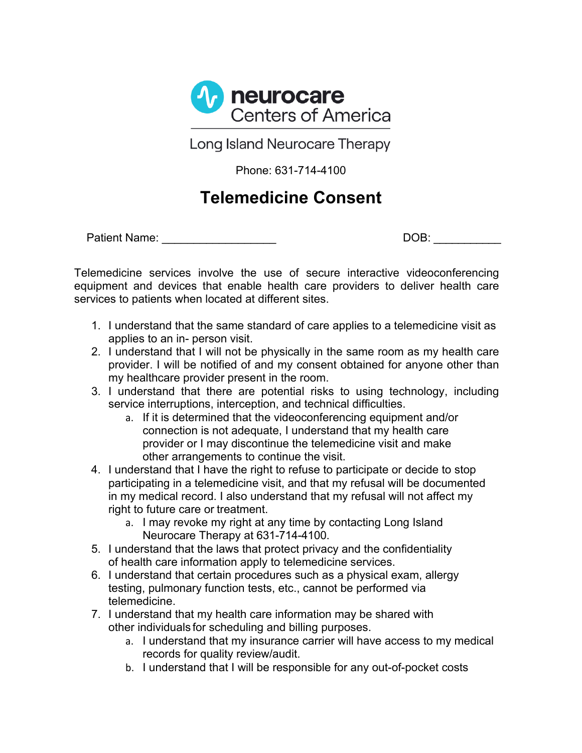neurocare
Centers of America

Long Island Neurocare Therapy

Phone: 631-714-4100

# Telemedicine Consent

Patient Name: __________________ DOB: ___________

Telemedicine services involve the use of secure interactive videoconferencing equipment and devices that enable health care providers to deliver health care services to patients when located at different sites.

1. I understand that the same standard of care applies to a telemedicine visit as applies to an in- person visit.
2. I understand that I will not be physically in the same room as my health care provider. I will be notified of and my consent obtained for anyone other than my healthcare provider present in the room.
3. I understand that there are potential risks to using technology, including service interruptions, interception, and technical difficulties.
   a. If it is determined that the videoconferencing equipment and/or connection is not adequate, I understand that my health care provider or I may discontinue the telemedicine visit and make other arrangements to continue the visit.
4. I understand that I have the right to refuse to participate or decide to stop participating in a telemedicine visit, and that my refusal will be documented in my medical record. I also understand that my refusal will not affect my right to future care or treatment.
   a. I may revoke my right at any time by contacting Long Island Neurocare Therapy at 631-714-4100.
5. I understand that the laws that protect privacy and the confidentiality of health care information apply to telemedicine services.
6. I understand that certain procedures such as a physical exam, allergy testing, pulmonary function tests, etc., cannot be performed via telemedicine.
7. I understand that my health care information may be shared with other individuals for scheduling and billing purposes.
   a. I understand that my insurance carrier will have access to my medical records for quality review/audit.
   b. I understand that I will be responsible for any out-of-pocket costs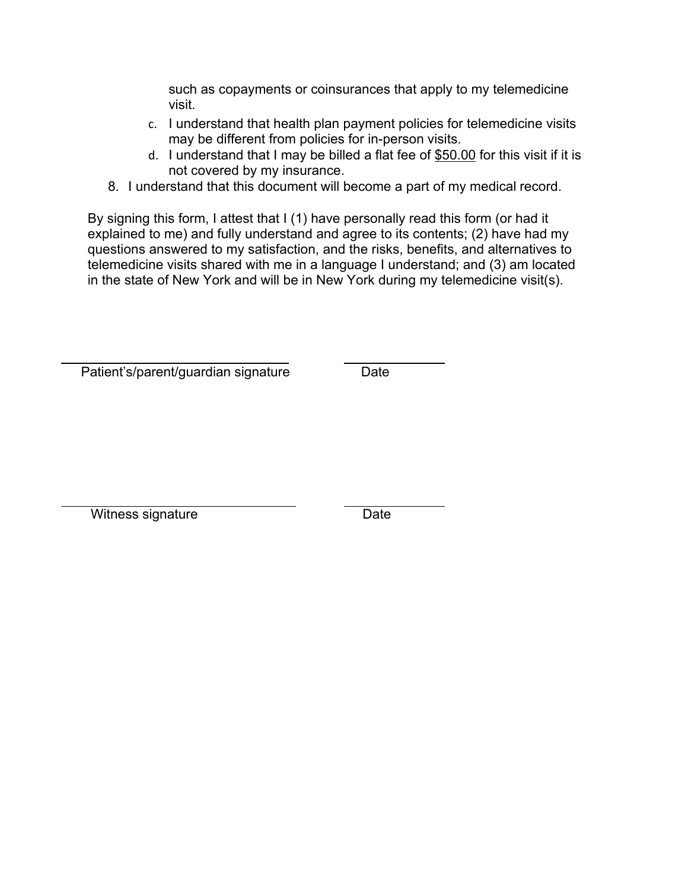such as copayments or coinsurances that apply to my telemedicine visit.

c. I understand that health plan payment policies for telemedicine visits may be different from policies for in-person visits.

d. I understand that I may be billed a flat fee of $50.00 for this visit if it is not covered by my insurance.

8. I understand that this document will become a part of my medical record.

By signing this form, I attest that I (1) have personally read this form (or had it explained to me) and fully understand and agree to its contents; (2) have had my questions answered to my satisfaction, and the risks, benefits, and alternatives to telemedicine visits shared with me in a language I understand; and (3) am located in the state of New York and will be in New York during my telemedicine visit(s).

\_\_\_\_\_\_\_\_\_\_\_\_\_\_\_\_\_\_\_\_\_\_\_\_\_\_\_\_\_\_ \_\_\_\_\_\_\_\_\_\_\_\_

Patient's/parent/guardian signature Date

\_\_\_\_\_\_\_\_\_\_\_\_\_\_\_\_\_\_\_\_\_\_\_\_\_\_\_\_\_\_ \_\_\_\_\_\_\_\_\_\_\_\_

Witness signature Date